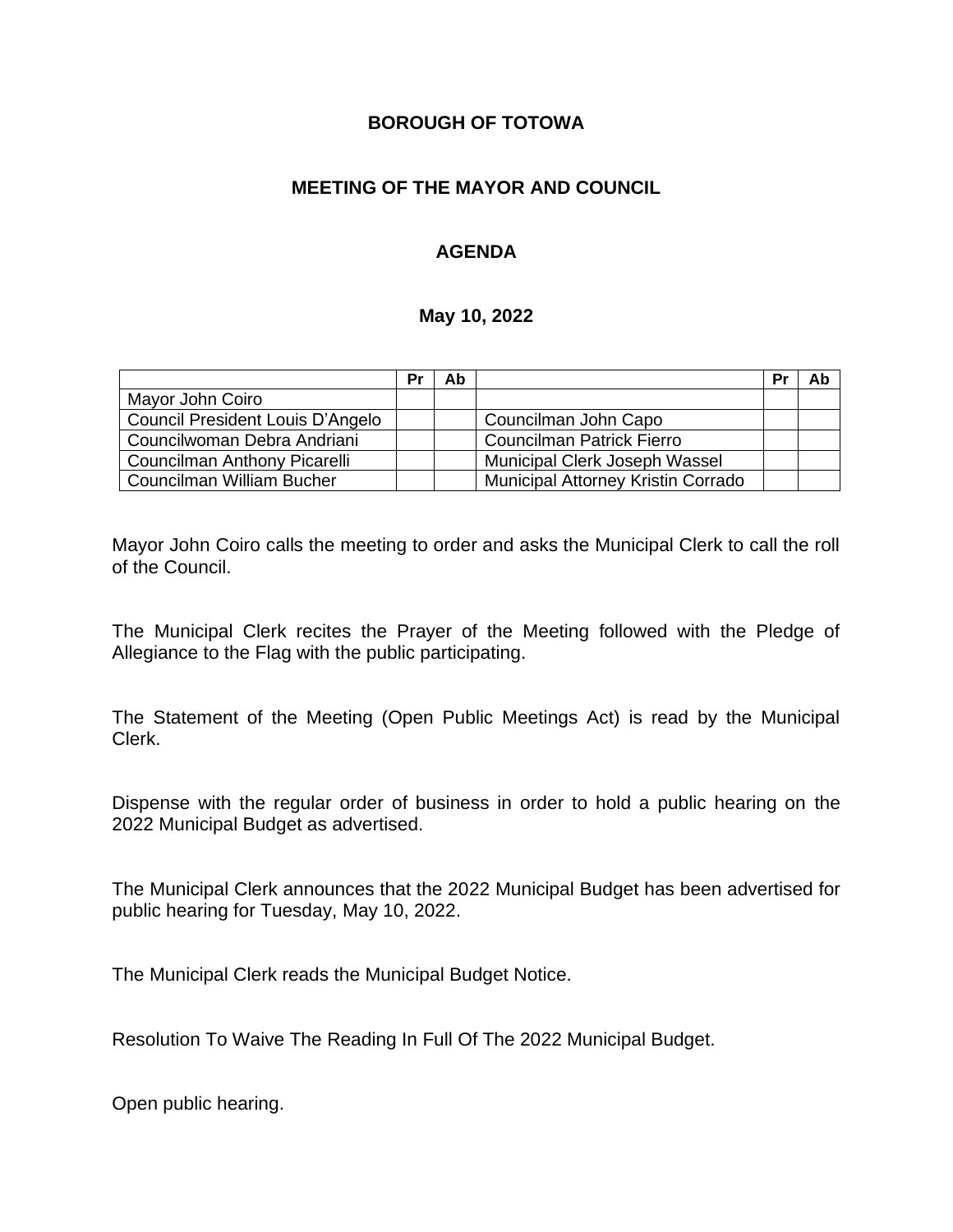**BOROUGH OF TOTOWA**

**MEETING OF THE MAYOR AND COUNCIL**

**AGENDA**

**May 10, 2022**

| | Pr | Ab | | Pr | Ab |
|---|---|---|---|---|---|
| Mayor John Coiro | | | | | |
| Council President Louis D'Angelo | | | Councilman John Capo | | |
| Councilwoman Debra Andriani | | | Councilman Patrick Fierro | | |
| Councilman Anthony Picarelli | | | Municipal Clerk Joseph Wassel | | |
| Councilman William Bucher | | | Municipal Attorney Kristin Corrado | | |

Mayor John Coiro calls the meeting to order and asks the Municipal Clerk to call the roll of the Council.

The Municipal Clerk recites the Prayer of the Meeting followed with the Pledge of Allegiance to the Flag with the public participating.

The Statement of the Meeting (Open Public Meetings Act) is read by the Municipal Clerk.

Dispense with the regular order of business in order to hold a public hearing on the 2022 Municipal Budget as advertised.

The Municipal Clerk announces that the 2022 Municipal Budget has been advertised for public hearing for Tuesday, May 10, 2022.

The Municipal Clerk reads the Municipal Budget Notice.

Resolution To Waive The Reading In Full Of The 2022 Municipal Budget.

Open public hearing.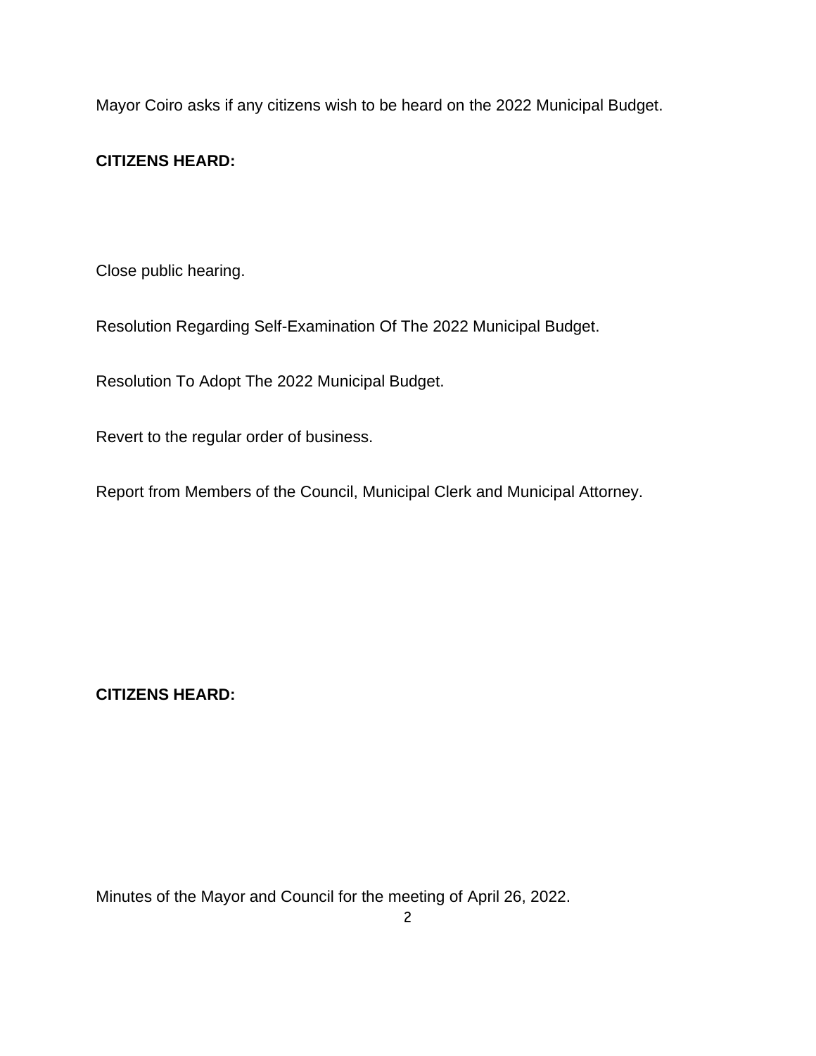Mayor Coiro asks if any citizens wish to be heard on the 2022 Municipal Budget.

**CITIZENS HEARD:**

Close public hearing.

Resolution Regarding Self-Examination Of The 2022 Municipal Budget.

Resolution To Adopt The 2022 Municipal Budget.

Revert to the regular order of business.

Report from Members of the Council, Municipal Clerk and Municipal Attorney.

**CITIZENS HEARD:**

Minutes of the Mayor and Council for the meeting of April 26, 2022.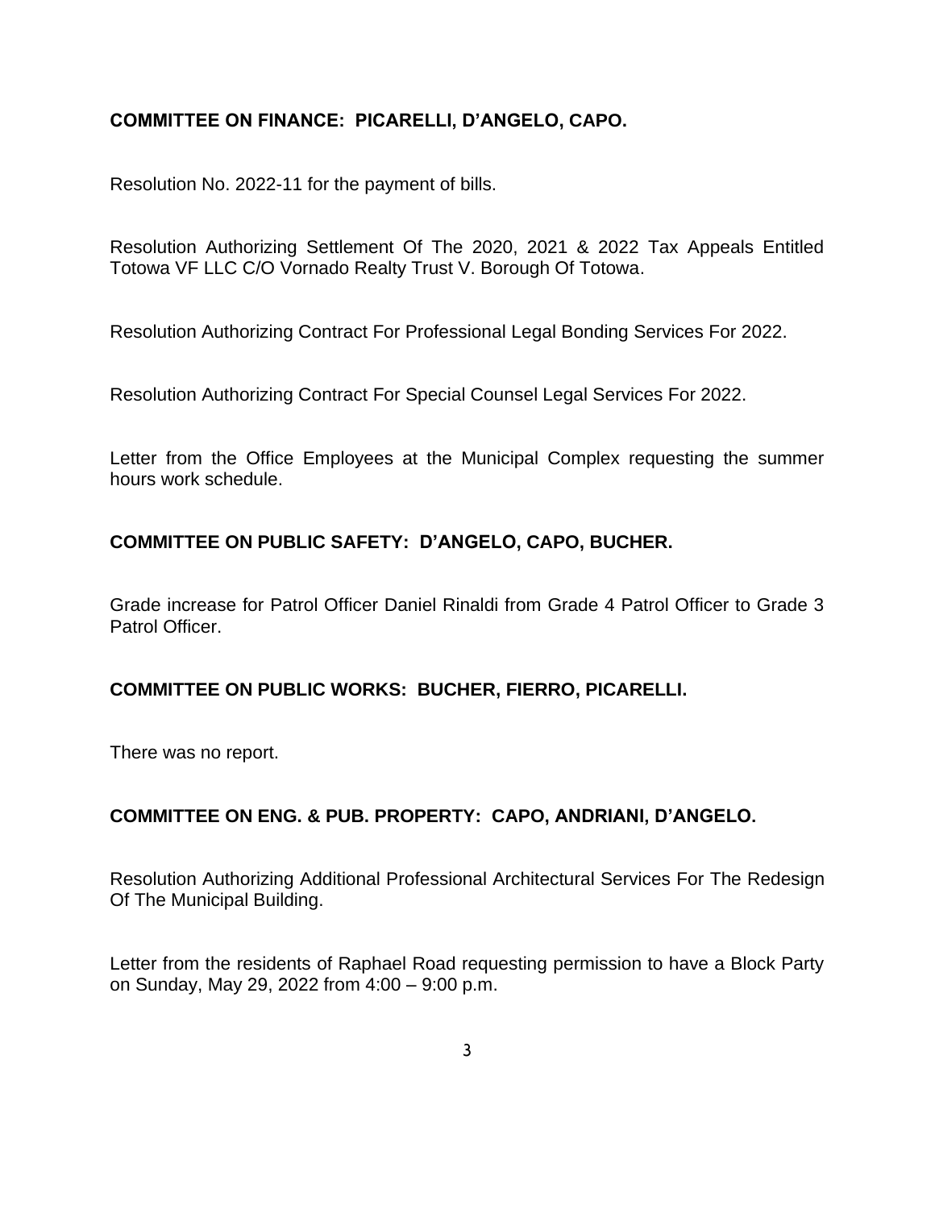**COMMITTEE ON FINANCE: PICARELLI, D'ANGELO, CAPO.**

Resolution No. 2022-11 for the payment of bills.

Resolution Authorizing Settlement Of The 2020, 2021 & 2022 Tax Appeals Entitled Totowa VF LLC C/O Vornado Realty Trust V. Borough Of Totowa.

Resolution Authorizing Contract For Professional Legal Bonding Services For 2022.

Resolution Authorizing Contract For Special Counsel Legal Services For 2022.

Letter from the Office Employees at the Municipal Complex requesting the summer hours work schedule.

**COMMITTEE ON PUBLIC SAFETY: D'ANGELO, CAPO, BUCHER.**

Grade increase for Patrol Officer Daniel Rinaldi from Grade 4 Patrol Officer to Grade 3 Patrol Officer.

**COMMITTEE ON PUBLIC WORKS: BUCHER, FIERRO, PICARELLI.**

There was no report.

**COMMITTEE ON ENG. & PUB. PROPERTY: CAPO, ANDRIANI, D'ANGELO.**

Resolution Authorizing Additional Professional Architectural Services For The Redesign Of The Municipal Building.

Letter from the residents of Raphael Road requesting permission to have a Block Party on Sunday, May 29, 2022 from 4:00 – 9:00 p.m.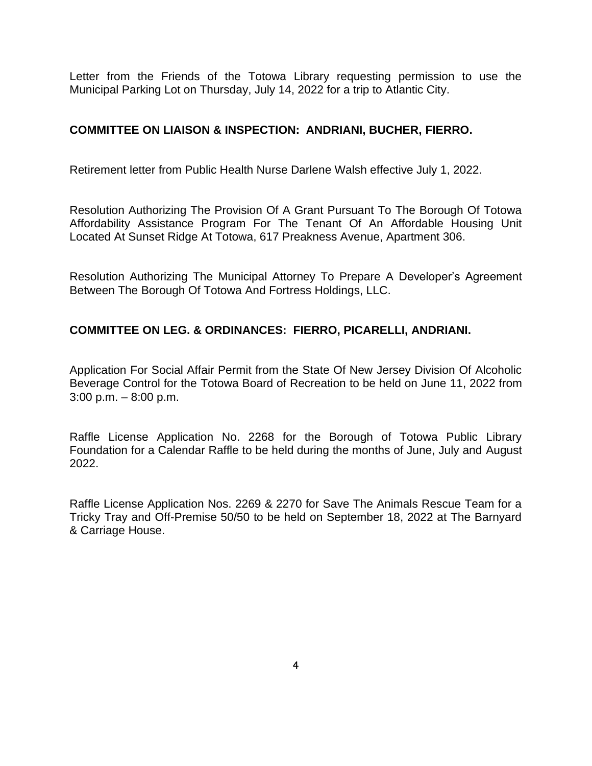Letter from the Friends of the Totowa Library requesting permission to use the Municipal Parking Lot on Thursday, July 14, 2022 for a trip to Atlantic City.

**COMMITTEE ON LIAISON & INSPECTION: ANDRIANI, BUCHER, FIERRO.**

Retirement letter from Public Health Nurse Darlene Walsh effective July 1, 2022.

Resolution Authorizing The Provision Of A Grant Pursuant To The Borough Of Totowa Affordability Assistance Program For The Tenant Of An Affordable Housing Unit Located At Sunset Ridge At Totowa, 617 Preakness Avenue, Apartment 306.

Resolution Authorizing The Municipal Attorney To Prepare A Developer's Agreement Between The Borough Of Totowa And Fortress Holdings, LLC.

**COMMITTEE ON LEG. & ORDINANCES: FIERRO, PICARELLI, ANDRIANI.**

Application For Social Affair Permit from the State Of New Jersey Division Of Alcoholic Beverage Control for the Totowa Board of Recreation to be held on June 11, 2022 from 3:00 p.m. – 8:00 p.m.

Raffle License Application No. 2268 for the Borough of Totowa Public Library Foundation for a Calendar Raffle to be held during the months of June, July and August 2022.

Raffle License Application Nos. 2269 & 2270 for Save The Animals Rescue Team for a Tricky Tray and Off-Premise 50/50 to be held on September 18, 2022 at The Barnyard & Carriage House.